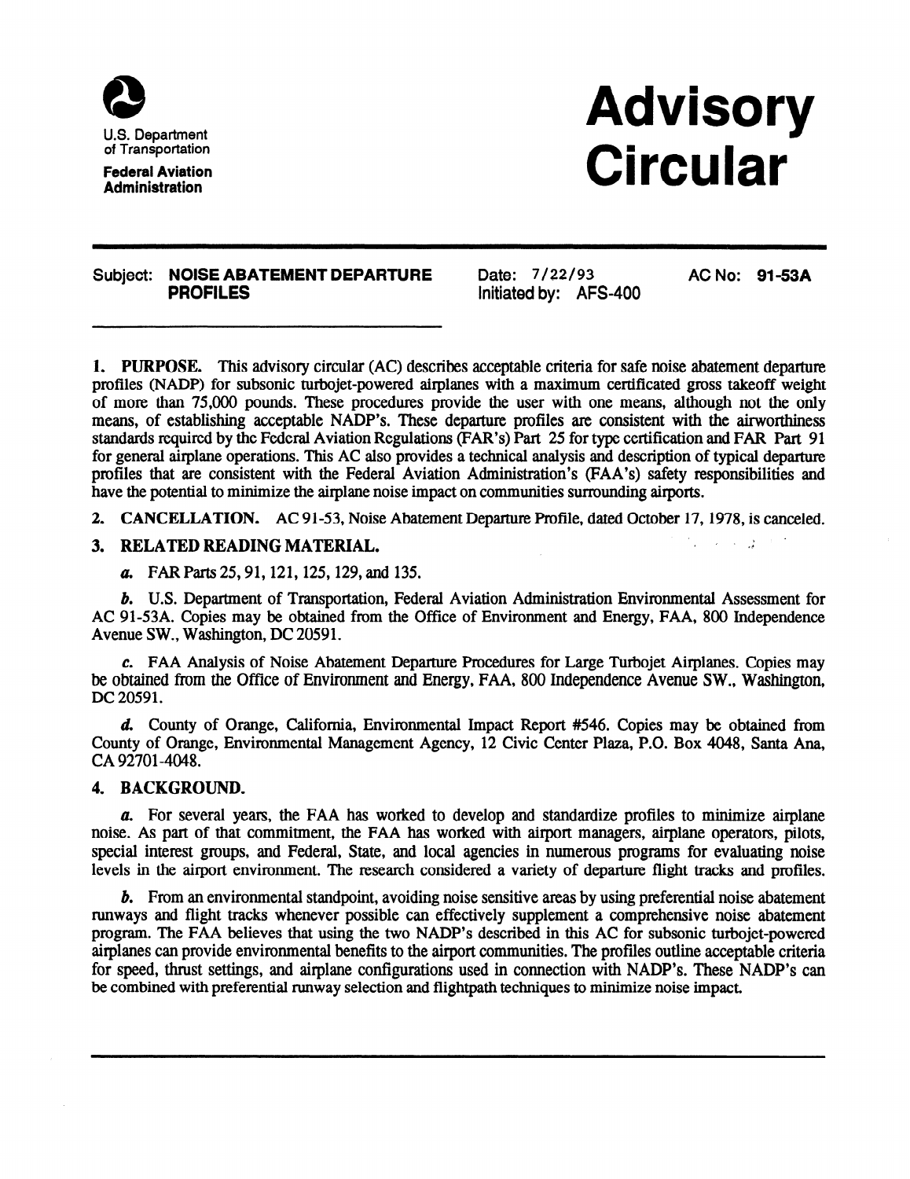U.S. Department of Transportation

**Federal Aviation Administration**

# Advisory Circular

**Subject: NOISE ABATEMENT DEPARTURE PROFILES**

Date: 7/22/93

Initiated by: AFS-400

AC No: **91-53A**

**1. PURPOSE.** This advisory circular (AC) describes acceptable criteria for safe noise abatement departure profiles (NADP) for subsonic turbojet-powered airplanes with a maximum certificated gross takeoff weight of more than 75,000 pounds. These procedures provide the user with one means, although not the only means, of establishing acceptable NADP's. These departure profiles are consistent with the airworthiness standards required by the Federal Aviation Regulations (FAR's) Part 25 for type certification and FAR Part 91 for general airplane operations. This AC also provides a technical analysis and description of typical departure profiles that are consistent with the Federal Aviation Administration's (FAA's) safety responsibilities and have the potential to minimize the airplane noise impact on communities surrounding airports.

**2. CANCELLATION.** AC 91-53, Noise Abatement Departure Profile, dated October 17, 1978, is canceled.

**3. RELATED READING MATERIAL.**

*a.* FAR Parts 25, 91, 121, 125, 129, and 135.

*b.* U.S. Department of Transportation, Federal Aviation Administration Environmental Assessment for AC 91-53A. Copies may be obtained from the Office of Environment and Energy, FAA, 800 Independence Avenue SW., Washington, DC 20591.

*c.* FAA Analysis of Noise Abatement Departure Procedures for Large Turbojet Airplanes. Copies may be obtained from the Office of Environment and Energy, FAA, 800 Independence Avenue SW., Washington, DC 20591.

*d.* County of Orange, California, Environmental Impact Report #546. Copies may be obtained from County of Orange, Environmental Management Agency, 12 Civic Center Plaza, P.O. Box 4048, Santa Ana, CA 92701-4048.

**4. BACKGROUND.**

*a.* For several years, the FAA has worked to develop and standardize profiles to minimize airplane noise. As part of that commitment, the FAA has worked with airport managers, airplane operators, pilots, special interest groups, and Federal, State, and local agencies in numerous programs for evaluating noise levels in the airport environment. The research considered a variety of departure flight tracks and profiles.

*b.* From an environmental standpoint, avoiding noise sensitive areas by using preferential noise abatement runways and flight tracks whenever possible can effectively supplement a comprehensive noise abatement program. The FAA believes that using the two NADP's described in this AC for subsonic turbojet-powered airplanes can provide environmental benefits to the airport communities. The profiles outline acceptable criteria for speed, thrust settings, and airplane configurations used in connection with NADP's. These NADP's can be combined with preferential runway selection and flightpath techniques to minimize noise impact.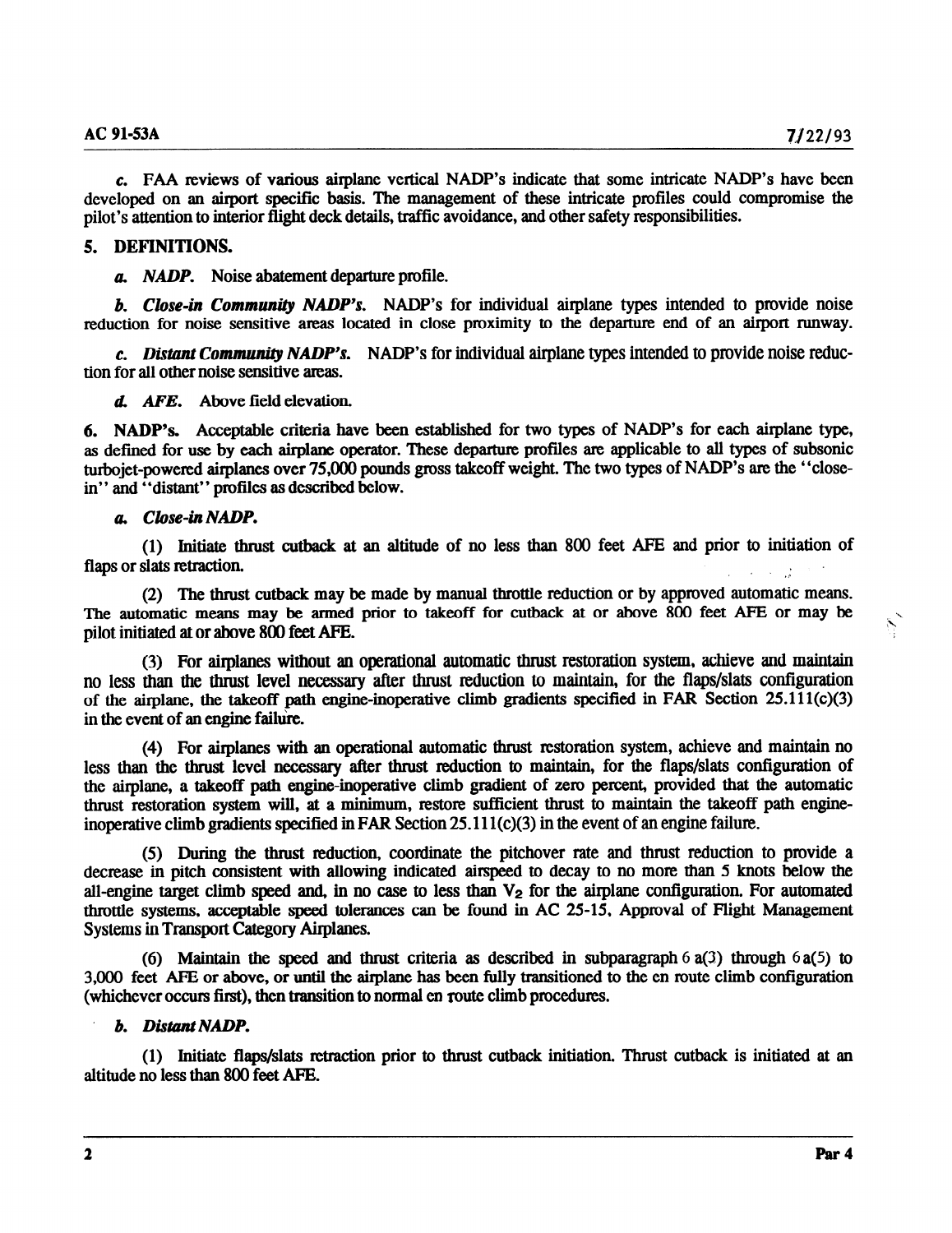*c.* FAA reviews of various airplane vertical NADP's indicate that some intricate NADP's have been developed on an airport specific basis. The management of these intricate profiles could compromise the pilot's attention to interior flight deck details, traffic avoidance, and other safety responsibilities.

## 5. DEFINITIONS.

*a. NADP.* Noise abatement departure profile.

*b. Close-in Community NADP's.* NADP's for individual airplane types intended to provide noise reduction for noise sensitive areas located in close proximity to the departure end of an airport runway.

*c. Distant Community NADP's.* NADP's for individual airplane types intended to provide noise reduction for all other noise sensitive areas.

*d. AFE.* Above field elevation.

**6. NADP's.** Acceptable criteria have been established for two types of NADP's for each airplane type, as defined for use by each airplane operator. These departure profiles are applicable to all types of subsonic turbojet-powered airplanes over 75,000 pounds gross takeoff weight. The two types of NADP's are the "close-in" and "distant" profiles as described below.

*a. Close-in NADP.*

(1) Initiate thrust cutback at an altitude of no less than 800 feet AFE and prior to initiation of flaps or slats retraction.

(2) The thrust cutback may be made by manual throttle reduction or by approved automatic means. The automatic means may be armed prior to takeoff for cutback at or above 800 feet AFE or may be pilot initiated at or above 800 feet AFE.

(3) For airplanes without an operational automatic thrust restoration system, achieve and maintain no less than the thrust level necessary after thrust reduction to maintain, for the flaps/slats configuration of the airplane, the takeoff path engine-inoperative climb gradients specified in FAR Section 25.111(c)(3) in the event of an engine failure.

(4) For airplanes with an operational automatic thrust restoration system, achieve and maintain no less than the thrust level necessary after thrust reduction to maintain, for the flaps/slats configuration of the airplane, a takeoff path engine-inoperative climb gradient of zero percent, provided that the automatic thrust restoration system will, at a minimum, restore sufficient thrust to maintain the takeoff path engine-inoperative climb gradients specified in FAR Section 25.111(c)(3) in the event of an engine failure.

(5) During the thrust reduction, coordinate the pitchover rate and thrust reduction to provide a decrease in pitch consistent with allowing indicated airspeed to decay to no more than 5 knots below the all-engine target climb speed and, in no case to less than $V_2$ for the airplane configuration. For automated throttle systems, acceptable speed tolerances can be found in AC 25-15, Approval of Flight Management Systems in Transport Category Airplanes.

(6) Maintain the speed and thrust criteria as described in subparagraph 6 a(3) through 6 a(5) to 3,000 feet AFE or above, or until the airplane has been fully transitioned to the en route climb configuration (whichever occurs first), then transition to normal en route climb procedures.

*b. Distant NADP.*

(1) Initiate flaps/slats retraction prior to thrust cutback initiation. Thrust cutback is initiated at an altitude no less than 800 feet AFE.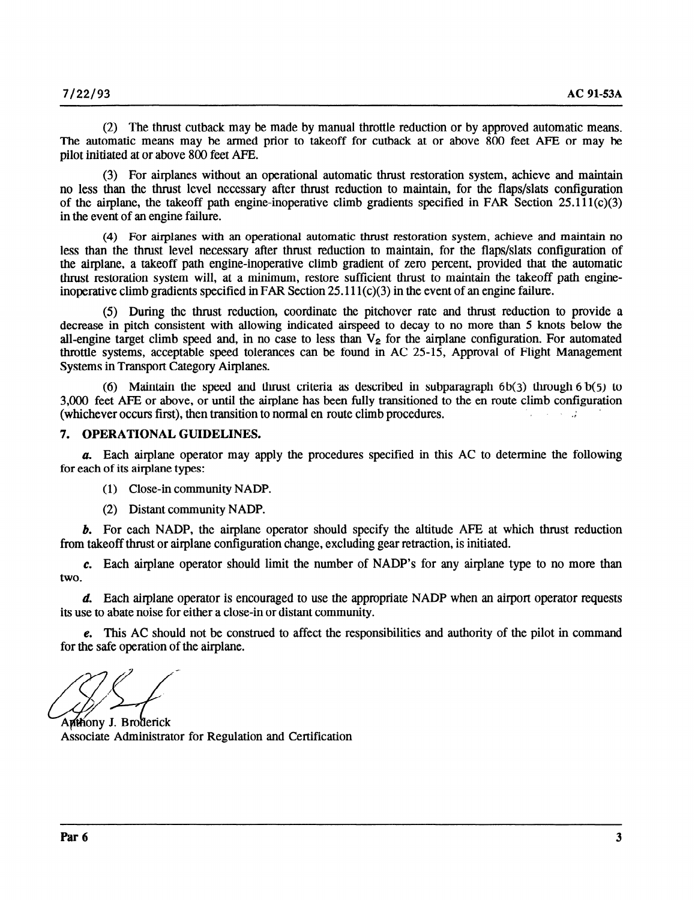(2) The thrust cutback may be made by manual throttle reduction or by approved automatic means. The automatic means may be armed prior to takeoff for cutback at or above 800 feet AFE or may be pilot initiated at or above 800 feet AFE.

(3) For airplanes without an operational automatic thrust restoration system, achieve and maintain no less than the thrust level necessary after thrust reduction to maintain, for the flaps/slats configuration of the airplane, the takeoff path engine-inoperative climb gradients specified in FAR Section 25.111(c)(3) in the event of an engine failure.

(4) For airplanes with an operational automatic thrust restoration system, achieve and maintain no less than the thrust level necessary after thrust reduction to maintain, for the flaps/slats configuration of the airplane, a takeoff path engine-inoperative climb gradient of zero percent, provided that the automatic thrust restoration system will, at a minimum, restore sufficient thrust to maintain the takeoff path engine-inoperative climb gradients specified in FAR Section 25.111(c)(3) in the event of an engine failure.

(5) During the thrust reduction, coordinate the pitchover rate and thrust reduction to provide a decrease in pitch consistent with allowing indicated airspeed to decay to no more than 5 knots below the all-engine target climb speed and, in no case to less than $V_2$ for the airplane configuration. For automated throttle systems, acceptable speed tolerances can be found in AC 25-15, Approval of Flight Management Systems in Transport Category Airplanes.

(6) Maintain the speed and thrust criteria as described in subparagraph 6b(3) through 6 b(5) to 3,000 feet AFE or above, or until the airplane has been fully transitioned to the en route climb configuration (whichever occurs first), then transition to normal en route climb procedures.

## 7. OPERATIONAL GUIDELINES.

***a.*** Each airplane operator may apply the procedures specified in this AC to determine the following for each of its airplane types:

(1) Close-in community NADP.

(2) Distant community NADP.

***b.*** For each NADP, the airplane operator should specify the altitude AFE at which thrust reduction from takeoff thrust or airplane configuration change, excluding gear retraction, is initiated.

***c.*** Each airplane operator should limit the number of NADP's for any airplane type to no more than two.

***d.*** Each airplane operator is encouraged to use the appropriate NADP when an airport operator requests its use to abate noise for either a close-in or distant community.

***e.*** This AC should not be construed to affect the responsibilities and authority of the pilot in command for the safe operation of the airplane.

Anthony J. Broderick
Associate Administrator for Regulation and Certification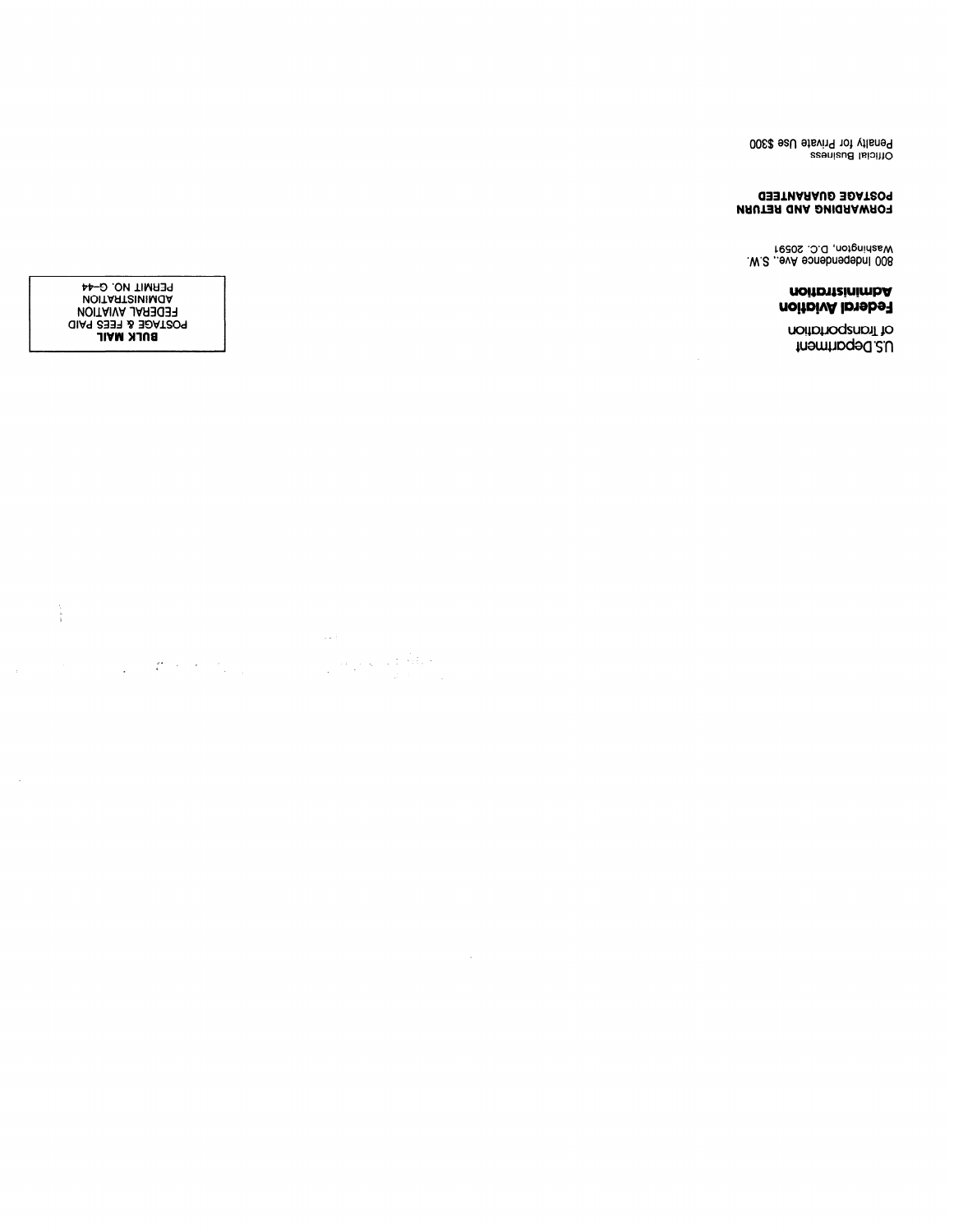U.S. Department of Transportation

**Federal Aviation Administration**

800 Independence Ave., S.W.
Washington, D.C. 20591

**FORWARDING AND RETURN POSTAGE GUARANTEED**

Official Business
Penalty for Private Use $300

**BULK MAIL**
POSTAGE & FEES PAID
FEDERAL AVIATION ADMINISTRATION
PERMIT NO. G-44